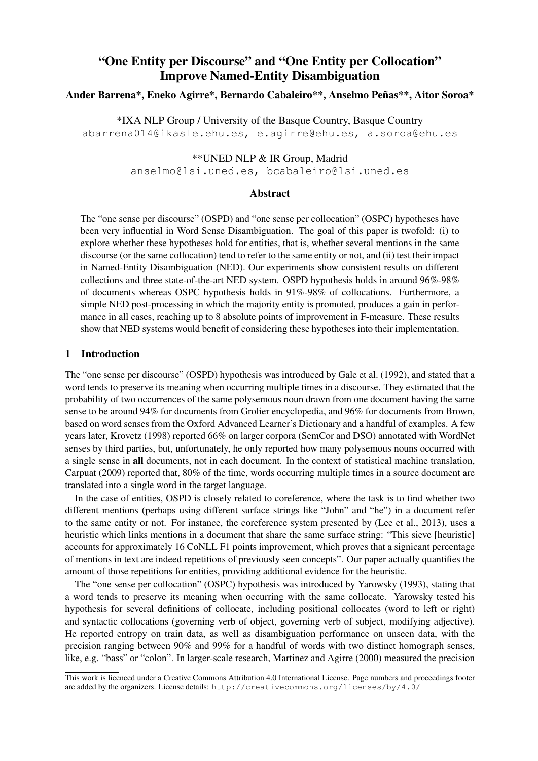# "One Entity per Discourse" and "One Entity per Collocation" Improve Named-Entity Disambiguation

**Ander Barrena*, Eneko Agirre*, Bernardo Cabaleiro**, Anselmo Peñas**, Aitor Soroa***

*IXA NLP Group / University of the Basque Country, Basque Country
abarrena014@ikasle.ehu.es, e.agirre@ehu.es, a.soroa@ehu.es

**UNED NLP & IR Group, Madrid
anselmo@lsi.uned.es, bcabaleiro@lsi.uned.es

## Abstract

The "one sense per discourse" (OSPD) and "one sense per collocation" (OSPC) hypotheses have been very influential in Word Sense Disambiguation. The goal of this paper is twofold: (i) to explore whether these hypotheses hold for entities, that is, whether several mentions in the same discourse (or the same collocation) tend to refer to the same entity or not, and (ii) test their impact in Named-Entity Disambiguation (NED). Our experiments show consistent results on different collections and three state-of-the-art NED system. OSPD hypothesis holds in around 96%-98% of documents whereas OSPC hypothesis holds in 91%-98% of collocations. Furthermore, a simple NED post-processing in which the majority entity is promoted, produces a gain in performance in all cases, reaching up to 8 absolute points of improvement in F-measure. These results show that NED systems would benefit of considering these hypotheses into their implementation.

## 1 Introduction

The "one sense per discourse" (OSPD) hypothesis was introduced by Gale et al. (1992), and stated that a word tends to preserve its meaning when occurring multiple times in a discourse. They estimated that the probability of two occurrences of the same polysemous noun drawn from one document having the same sense to be around 94% for documents from Grolier encyclopedia, and 96% for documents from Brown, based on word senses from the Oxford Advanced Learner's Dictionary and a handful of examples. A few years later, Krovetz (1998) reported 66% on larger corpora (SemCor and DSO) annotated with WordNet senses by third parties, but, unfortunately, he only reported how many polysemous nouns occurred with a single sense in **all** documents, not in each document. In the context of statistical machine translation, Carpuat (2009) reported that, 80% of the time, words occurring multiple times in a source document are translated into a single word in the target language.

In the case of entities, OSPD is closely related to coreference, where the task is to find whether two different mentions (perhaps using different surface strings like "John" and "he") in a document refer to the same entity or not. For instance, the coreference system presented by (Lee et al., 2013), uses a heuristic which links mentions in a document that share the same surface string: "This sieve [heuristic] accounts for approximately 16 CoNLL F1 points improvement, which proves that a signicant percentage of mentions in text are indeed repetitions of previously seen concepts". Our paper actually quantifies the amount of those repetitions for entities, providing additional evidence for the heuristic.

The "one sense per collocation" (OSPC) hypothesis was introduced by Yarowsky (1993), stating that a word tends to preserve its meaning when occurring with the same collocate. Yarowsky tested his hypothesis for several definitions of collocate, including positional collocates (word to left or right) and syntactic collocations (governing verb of object, governing verb of subject, modifying adjective). He reported entropy on train data, as well as disambiguation performance on unseen data, with the precision ranging between 90% and 99% for a handful of words with two distinct homograph senses, like, e.g. "bass" or "colon". In larger-scale research, Martinez and Agirre (2000) measured the precision

---

This work is licenced under a Creative Commons Attribution 4.0 International License. Page numbers and proceedings footer are added by the organizers. License details: http://creativecommons.org/licenses/by/4.0/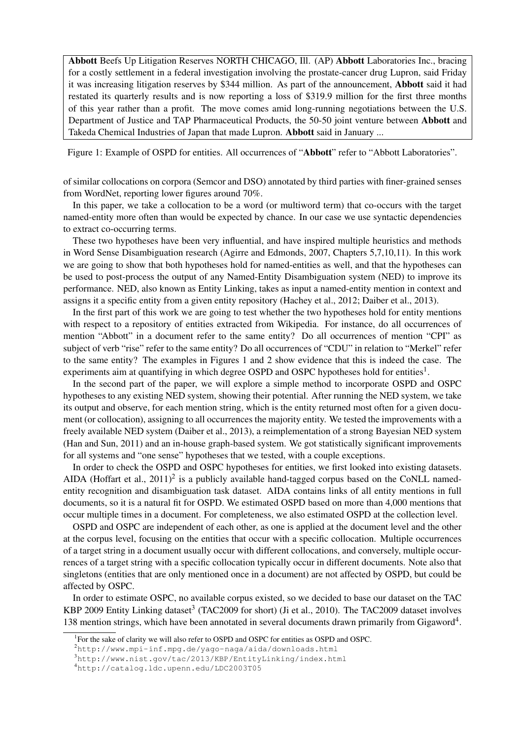**Abbott** Beefs Up Litigation Reserves NORTH CHICAGO, Ill. (AP) **Abbott** Laboratories Inc., bracing for a costly settlement in a federal investigation involving the prostate-cancer drug Lupron, said Friday it was increasing litigation reserves by $344 million. As part of the announcement, **Abbott** said it had restated its quarterly results and is now reporting a loss of $319.9 million for the first three months of this year rather than a profit. The move comes amid long-running negotiations between the U.S. Department of Justice and TAP Pharmaceutical Products, the 50-50 joint venture between **Abbott** and Takeda Chemical Industries of Japan that made Lupron. **Abbott** said in January ...

Figure 1: Example of OSPD for entities. All occurrences of "**Abbott**" refer to "Abbott Laboratories".

of similar collocations on corpora (Semcor and DSO) annotated by third parties with finer-grained senses from WordNet, reporting lower figures around 70%.

In this paper, we take a collocation to be a word (or multiword term) that co-occurs with the target named-entity more often than would be expected by chance. In our case we use syntactic dependencies to extract co-occurring terms.

These two hypotheses have been very influential, and have inspired multiple heuristics and methods in Word Sense Disambiguation research (Agirre and Edmonds, 2007, Chapters 5,7,10,11). In this work we are going to show that both hypotheses hold for named-entities as well, and that the hypotheses can be used to post-process the output of any Named-Entity Disambiguation system (NED) to improve its performance. NED, also known as Entity Linking, takes as input a named-entity mention in context and assigns it a specific entity from a given entity repository (Hachey et al., 2012; Daiber et al., 2013).

In the first part of this work we are going to test whether the two hypotheses hold for entity mentions with respect to a repository of entities extracted from Wikipedia. For instance, do all occurrences of mention "Abbott" in a document refer to the same entity? Do all occurrences of mention "CPI" as subject of verb "rise" refer to the same entity? Do all occurrences of "CDU" in relation to "Merkel" refer to the same entity? The examples in Figures 1 and 2 show evidence that this is indeed the case. The experiments aim at quantifying in which degree OSPD and OSPC hypotheses hold for entities[1].

In the second part of the paper, we will explore a simple method to incorporate OSPD and OSPC hypotheses to any existing NED system, showing their potential. After running the NED system, we take its output and observe, for each mention string, which is the entity returned most often for a given document (or collocation), assigning to all occurrences the majority entity. We tested the improvements with a freely available NED system (Daiber et al., 2013), a reimplementation of a strong Bayesian NED system (Han and Sun, 2011) and an in-house graph-based system. We got statistically significant improvements for all systems and "one sense" hypotheses that we tested, with a couple exceptions.

In order to check the OSPD and OSPC hypotheses for entities, we first looked into existing datasets. AIDA (Hoffart et al., 2011)[2] is a publicly available hand-tagged corpus based on the CoNLL named-entity recognition and disambiguation task dataset. AIDA contains links of all entity mentions in full documents, so it is a natural fit for OSPD. We estimated OSPD based on more than 4,000 mentions that occur multiple times in a document. For completeness, we also estimated OSPD at the collection level.

OSPD and OSPC are independent of each other, as one is applied at the document level and the other at the corpus level, focusing on the entities that occur with a specific collocation. Multiple occurrences of a target string in a document usually occur with different collocations, and conversely, multiple occurrences of a target string with a specific collocation typically occur in different documents. Note also that singletons (entities that are only mentioned once in a document) are not affected by OSPD, but could be affected by OSPC.

In order to estimate OSPC, no available corpus existed, so we decided to base our dataset on the TAC KBP 2009 Entity Linking dataset[3] (TAC2009 for short) (Ji et al., 2010). The TAC2009 dataset involves 138 mention strings, which have been annotated in several documents drawn primarily from Gigaword[4].

[1] For the sake of clarity we will also refer to OSPD and OSPC for entities as OSPD and OSPC.

[2] http://www.mpi-inf.mpg.de/yago-naga/aida/downloads.html

[3] http://www.nist.gov/tac/2013/KBP/EntityLinking/index.html

[4] http://catalog.ldc.upenn.edu/LDC2003T05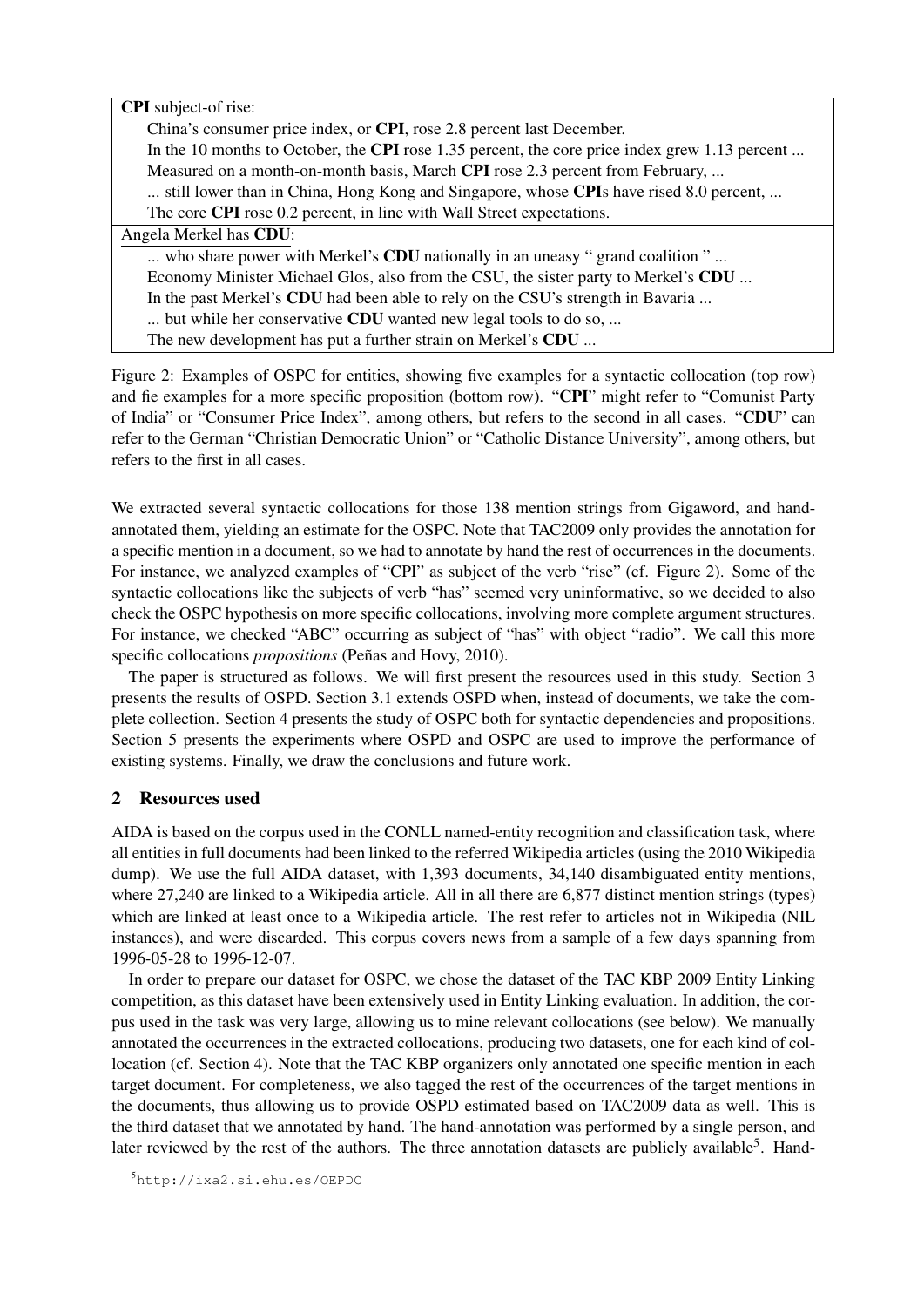| **CPI** subject-of rise: |
|---|
| China's consumer price index, or **CPI**, rose 2.8 percent last December. |
| In the 10 months to October, the **CPI** rose 1.35 percent, the core price index grew 1.13 percent ... |
| Measured on a month-on-month basis, March **CPI** rose 2.3 percent from February, ... |
| ... still lower than in China, Hong Kong and Singapore, whose **CPI**s have rised 8.0 percent, ... |
| The core **CPI** rose 0.2 percent, in line with Wall Street expectations. |
| Angela Merkel has **CDU**: |
| ... who share power with Merkel's **CDU** nationally in an uneasy " grand coalition " ... |
| Economy Minister Michael Glos, also from the CSU, the sister party to Merkel's **CDU** ... |
| In the past Merkel's **CDU** had been able to rely on the CSU's strength in Bavaria ... |
| ... but while her conservative **CDU** wanted new legal tools to do so, ... |
| The new development has put a further strain on Merkel's **CDU** ... |

Figure 2: Examples of OSPC for entities, showing five examples for a syntactic collocation (top row) and fie examples for a more specific proposition (bottom row). "**CPI**" might refer to "Comunist Party of India" or "Consumer Price Index", among others, but refers to the second in all cases. "**CDU**" can refer to the German "Christian Democratic Union" or "Catholic Distance University", among others, but refers to the first in all cases.

We extracted several syntactic collocations for those 138 mention strings from Gigaword, and hand-annotated them, yielding an estimate for the OSPC. Note that TAC2009 only provides the annotation for a specific mention in a document, so we had to annotate by hand the rest of occurrences in the documents. For instance, we analyzed examples of "CPI" as subject of the verb "rise" (cf. Figure 2). Some of the syntactic collocations like the subjects of verb "has" seemed very uninformative, so we decided to also check the OSPC hypothesis on more specific collocations, involving more complete argument structures. For instance, we checked "ABC" occurring as subject of "has" with object "radio". We call this more specific collocations *propositions* (Peñas and Hovy, 2010).

The paper is structured as follows. We will first present the resources used in this study. Section 3 presents the results of OSPD. Section 3.1 extends OSPD when, instead of documents, we take the complete collection. Section 4 presents the study of OSPC both for syntactic dependencies and propositions. Section 5 presents the experiments where OSPD and OSPC are used to improve the performance of existing systems. Finally, we draw the conclusions and future work.

## 2 Resources used

AIDA is based on the corpus used in the CONLL named-entity recognition and classification task, where all entities in full documents had been linked to the referred Wikipedia articles (using the 2010 Wikipedia dump). We use the full AIDA dataset, with 1,393 documents, 34,140 disambiguated entity mentions, where 27,240 are linked to a Wikipedia article. All in all there are 6,877 distinct mention strings (types) which are linked at least once to a Wikipedia article. The rest refer to articles not in Wikipedia (NIL instances), and were discarded. This corpus covers news from a sample of a few days spanning from 1996-05-28 to 1996-12-07.

In order to prepare our dataset for OSPC, we chose the dataset of the TAC KBP 2009 Entity Linking competition, as this dataset have been extensively used in Entity Linking evaluation. In addition, the corpus used in the task was very large, allowing us to mine relevant collocations (see below). We manually annotated the occurrences in the extracted collocations, producing two datasets, one for each kind of collocation (cf. Section 4). Note that the TAC KBP organizers only annotated one specific mention in each target document. For completeness, we also tagged the rest of the occurrences of the target mentions in the documents, thus allowing us to provide OSPD estimated based on TAC2009 data as well. This is the third dataset that we annotated by hand. The hand-annotation was performed by a single person, and later reviewed by the rest of the authors. The three annotation datasets are publicly available[5]. Hand-

[5] http://ixa2.si.ehu.es/OEPDC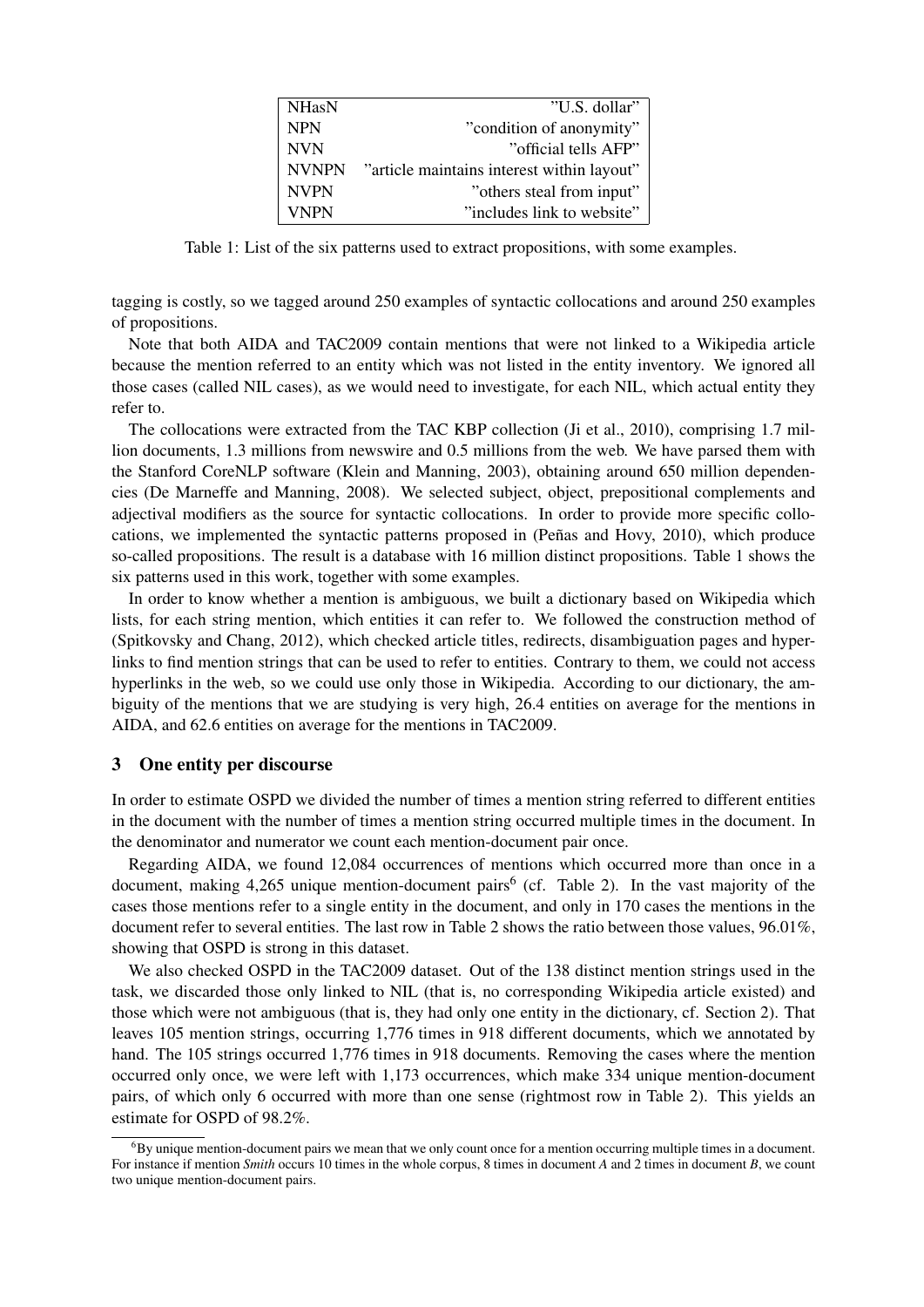| NHasN | "U.S. dollar" |
|---|---|
| NPN | "condition of anonymity" |
| NVN | "official tells AFP" |
| NVNPN | "article maintains interest within layout" |
| NVPN | "others steal from input" |
| VNPN | "includes link to website" |

Table 1: List of the six patterns used to extract propositions, with some examples.

tagging is costly, so we tagged around 250 examples of syntactic collocations and around 250 examples of propositions.

Note that both AIDA and TAC2009 contain mentions that were not linked to a Wikipedia article because the mention referred to an entity which was not listed in the entity inventory. We ignored all those cases (called NIL cases), as we would need to investigate, for each NIL, which actual entity they refer to.

The collocations were extracted from the TAC KBP collection (Ji et al., 2010), comprising 1.7 million documents, 1.3 millions from newswire and 0.5 millions from the web. We have parsed them with the Stanford CoreNLP software (Klein and Manning, 2003), obtaining around 650 million dependencies (De Marneffe and Manning, 2008). We selected subject, object, prepositional complements and adjectival modifiers as the source for syntactic collocations. In order to provide more specific collocations, we implemented the syntactic patterns proposed in (Peñas and Hovy, 2010), which produce so-called propositions. The result is a database with 16 million distinct propositions. Table 1 shows the six patterns used in this work, together with some examples.

In order to know whether a mention is ambiguous, we built a dictionary based on Wikipedia which lists, for each string mention, which entities it can refer to. We followed the construction method of (Spitkovsky and Chang, 2012), which checked article titles, redirects, disambiguation pages and hyperlinks to find mention strings that can be used to refer to entities. Contrary to them, we could not access hyperlinks in the web, so we could use only those in Wikipedia. According to our dictionary, the ambiguity of the mentions that we are studying is very high, 26.4 entities on average for the mentions in AIDA, and 62.6 entities on average for the mentions in TAC2009.

## 3 One entity per discourse

In order to estimate OSPD we divided the number of times a mention string referred to different entities in the document with the number of times a mention string occurred multiple times in the document. In the denominator and numerator we count each mention-document pair once.

Regarding AIDA, we found 12,084 occurrences of mentions which occurred more than once in a document, making 4,265 unique mention-document pairs[6] (cf. Table 2). In the vast majority of the cases those mentions refer to a single entity in the document, and only in 170 cases the mentions in the document refer to several entities. The last row in Table 2 shows the ratio between those values, 96.01%, showing that OSPD is strong in this dataset.

We also checked OSPD in the TAC2009 dataset. Out of the 138 distinct mention strings used in the task, we discarded those only linked to NIL (that is, no corresponding Wikipedia article existed) and those which were not ambiguous (that is, they had only one entity in the dictionary, cf. Section 2). That leaves 105 mention strings, occurring 1,776 times in 918 different documents, which we annotated by hand. The 105 strings occurred 1,776 times in 918 documents. Removing the cases where the mention occurred only once, we were left with 1,173 occurrences, which make 334 unique mention-document pairs, of which only 6 occurred with more than one sense (rightmost row in Table 2). This yields an estimate for OSPD of 98.2%.

[6] By unique mention-document pairs we mean that we only count once for a mention occurring multiple times in a document. For instance if mention *Smith* occurs 10 times in the whole corpus, 8 times in document *A* and 2 times in document *B*, we count two unique mention-document pairs.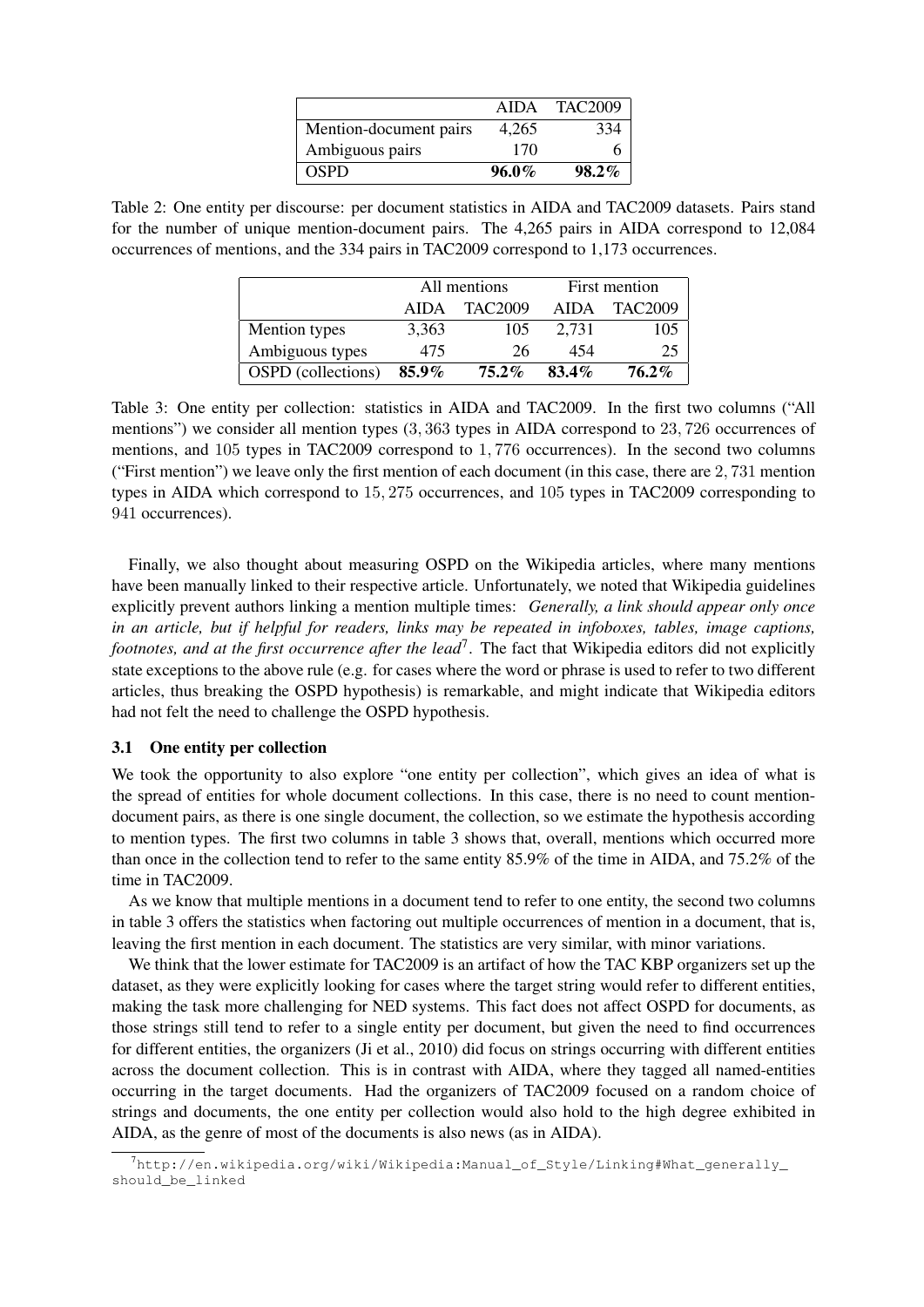| | AIDA | TAC2009 |
|---|---|---|
| Mention-document pairs | 4,265 | 334 |
| Ambiguous pairs | 170 | 6 |
| OSPD | **96.0%** | **98.2%** |

Table 2: One entity per discourse: per document statistics in AIDA and TAC2009 datasets. Pairs stand for the number of unique mention-document pairs. The 4,265 pairs in AIDA correspond to 12,084 occurrences of mentions, and the 334 pairs in TAC2009 correspond to 1,173 occurrences.

| | All mentions | | First mention | |
|---|---|---|---|---|
| | AIDA | TAC2009 | AIDA | TAC2009 |
| Mention types | 3,363 | 105 | 2,731 | 105 |
| Ambiguous types | 475 | 26 | 454 | 25 |
| OSPD (collections) | **85.9%** | **75.2%** | **83.4%** | **76.2%** |

Table 3: One entity per collection: statistics in AIDA and TAC2009. In the first two columns ("All mentions") we consider all mention types (3,363 types in AIDA correspond to 23,726 occurrences of mentions, and 105 types in TAC2009 correspond to 1,776 occurrences). In the second two columns ("First mention") we leave only the first mention of each document (in this case, there are 2,731 mention types in AIDA which correspond to 15,275 occurrences, and 105 types in TAC2009 corresponding to 941 occurrences).

Finally, we also thought about measuring OSPD on the Wikipedia articles, where many mentions have been manually linked to their respective article. Unfortunately, we noted that Wikipedia guidelines explicitly prevent authors linking a mention multiple times: *Generally, a link should appear only once in an article, but if helpful for readers, links may be repeated in infoboxes, tables, image captions, footnotes, and at the first occurrence after the lead*[7]. The fact that Wikipedia editors did not explicitly state exceptions to the above rule (e.g. for cases where the word or phrase is used to refer to two different articles, thus breaking the OSPD hypothesis) is remarkable, and might indicate that Wikipedia editors had not felt the need to challenge the OSPD hypothesis.

### 3.1 One entity per collection

We took the opportunity to also explore "one entity per collection", which gives an idea of what is the spread of entities for whole document collections. In this case, there is no need to count mention-document pairs, as there is one single document, the collection, so we estimate the hypothesis according to mention types. The first two columns in table 3 shows that, overall, mentions which occurred more than once in the collection tend to refer to the same entity 85.9% of the time in AIDA, and 75.2% of the time in TAC2009.

As we know that multiple mentions in a document tend to refer to one entity, the second two columns in table 3 offers the statistics when factoring out multiple occurrences of mention in a document, that is, leaving the first mention in each document. The statistics are very similar, with minor variations.

We think that the lower estimate for TAC2009 is an artifact of how the TAC KBP organizers set up the dataset, as they were explicitly looking for cases where the target string would refer to different entities, making the task more challenging for NED systems. This fact does not affect OSPD for documents, as those strings still tend to refer to a single entity per document, but given the need to find occurrences for different entities, the organizers (Ji et al., 2010) did focus on strings occurring with different entities across the document collection. This is in contrast with AIDA, where they tagged all named-entities occurring in the target documents. Had the organizers of TAC2009 focused on a random choice of strings and documents, the one entity per collection would also hold to the high degree exhibited in AIDA, as the genre of most of the documents is also news (as in AIDA).

[7] http://en.wikipedia.org/wiki/Wikipedia:Manual_of_Style/Linking#What_generally_should_be_linked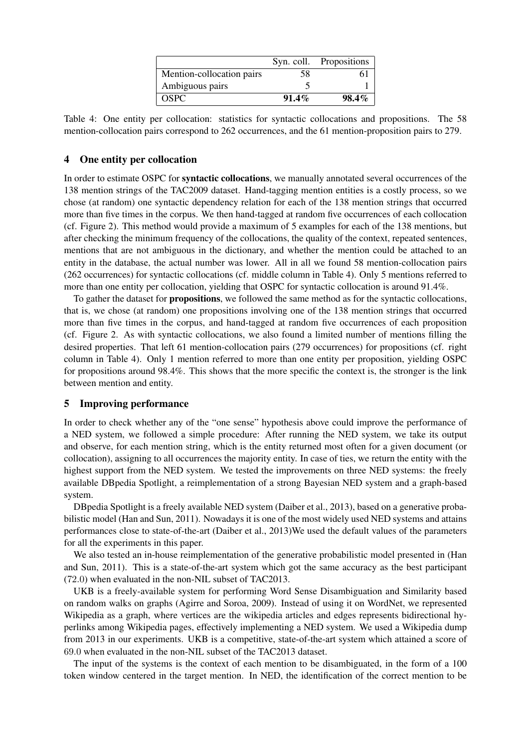|  | Syn. coll. | Propositions |
|---|---|---|
| Mention-collocation pairs | 58 | 61 |
| Ambiguous pairs | 5 | 1 |
| OSPC | **91.4%** | **98.4%** |

Table 4: One entity per collocation: statistics for syntactic collocations and propositions. The 58 mention-collocation pairs correspond to 262 occurrences, and the 61 mention-proposition pairs to 279.

## 4 One entity per collocation

In order to estimate OSPC for **syntactic collocations**, we manually annotated several occurrences of the 138 mention strings of the TAC2009 dataset. Hand-tagging mention entities is a costly process, so we chose (at random) one syntactic dependency relation for each of the 138 mention strings that occurred more than five times in the corpus. We then hand-tagged at random five occurrences of each collocation (cf. Figure 2). This method would provide a maximum of 5 examples for each of the 138 mentions, but after checking the minimum frequency of the collocations, the quality of the context, repeated sentences, mentions that are not ambiguous in the dictionary, and whether the mention could be attached to an entity in the database, the actual number was lower. All in all we found 58 mention-collocation pairs (262 occurrences) for syntactic collocations (cf. middle column in Table 4). Only 5 mentions referred to more than one entity per collocation, yielding that OSPC for syntactic collocation is around 91.4%.

To gather the dataset for **propositions**, we followed the same method as for the syntactic collocations, that is, we chose (at random) one propositions involving one of the 138 mention strings that occurred more than five times in the corpus, and hand-tagged at random five occurrences of each proposition (cf. Figure 2. As with syntactic collocations, we also found a limited number of mentions filling the desired properties. That left 61 mention-collocation pairs (279 occurrences) for propositions (cf. right column in Table 4). Only 1 mention referred to more than one entity per proposition, yielding OSPC for propositions around 98.4%. This shows that the more specific the context is, the stronger is the link between mention and entity.

## 5 Improving performance

In order to check whether any of the "one sense" hypothesis above could improve the performance of a NED system, we followed a simple procedure: After running the NED system, we take its output and observe, for each mention string, which is the entity returned most often for a given document (or collocation), assigning to all occurrences the majority entity. In case of ties, we return the entity with the highest support from the NED system. We tested the improvements on three NED systems: the freely available DBpedia Spotlight, a reimplementation of a strong Bayesian NED system and a graph-based system.

DBpedia Spotlight is a freely available NED system (Daiber et al., 2013), based on a generative probabilistic model (Han and Sun, 2011). Nowadays it is one of the most widely used NED systems and attains performances close to state-of-the-art (Daiber et al., 2013)We used the default values of the parameters for all the experiments in this paper.

We also tested an in-house reimplementation of the generative probabilistic model presented in (Han and Sun, 2011). This is a state-of-the-art system which got the same accuracy as the best participant (72.0) when evaluated in the non-NIL subset of TAC2013.

UKB is a freely-available system for performing Word Sense Disambiguation and Similarity based on random walks on graphs (Agirre and Soroa, 2009). Instead of using it on WordNet, we represented Wikipedia as a graph, where vertices are the wikipedia articles and edges represents bidirectional hyperlinks among Wikipedia pages, effectively implementing a NED system. We used a Wikipedia dump from 2013 in our experiments. UKB is a competitive, state-of-the-art system which attained a score of 69.0 when evaluated in the non-NIL subset of the TAC2013 dataset.

The input of the systems is the context of each mention to be disambiguated, in the form of a 100 token window centered in the target mention. In NED, the identification of the correct mention to be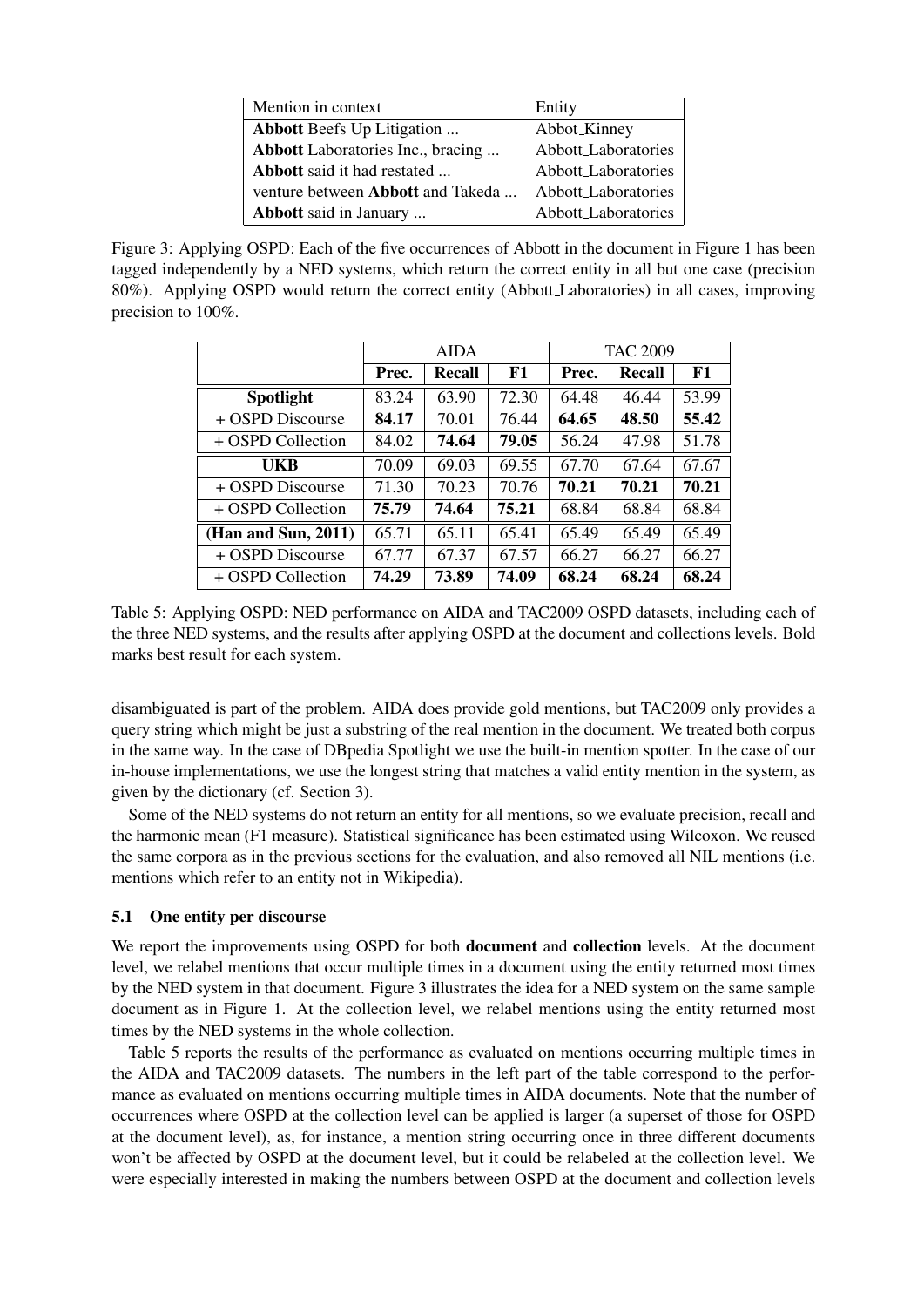| Mention in context | Entity |
|---|---|
| **Abbott** Beefs Up Litigation ... | Abbot_Kinney |
| **Abbott** Laboratories Inc., bracing ... | Abbott_Laboratories |
| **Abbott** said it had restated ... | Abbott_Laboratories |
| venture between **Abbott** and Takeda ... | Abbott_Laboratories |
| **Abbott** said in January ... | Abbott_Laboratories |

Figure 3: Applying OSPD: Each of the five occurrences of Abbott in the document in Figure 1 has been tagged independently by a NED systems, which return the correct entity in all but one case (precision 80%). Applying OSPD would return the correct entity (Abbott_Laboratories) in all cases, improving precision to 100%.

| | AIDA | | | TAC 2009 | | |
|---|---|---|---|---|---|---|
| | **Prec.** | **Recall** | **F1** | **Prec.** | **Recall** | **F1** |
| **Spotlight** | 83.24 | 63.90 | 72.30 | 64.48 | 46.44 | 53.99 |
| + OSPD Discourse | **84.17** | 70.01 | 76.44 | **64.65** | **48.50** | **55.42** |
| + OSPD Collection | 84.02 | **74.64** | **79.05** | 56.24 | 47.98 | 51.78 |
| **UKB** | 70.09 | 69.03 | 69.55 | 67.70 | 67.64 | 67.67 |
| + OSPD Discourse | 71.30 | 70.23 | 70.76 | **70.21** | **70.21** | **70.21** |
| + OSPD Collection | **75.79** | **74.64** | **75.21** | 68.84 | 68.84 | 68.84 |
| **(Han and Sun, 2011)** | 65.71 | 65.11 | 65.41 | 65.49 | 65.49 | 65.49 |
| + OSPD Discourse | 67.77 | 67.37 | 67.57 | 66.27 | 66.27 | 66.27 |
| + OSPD Collection | **74.29** | **73.89** | **74.09** | **68.24** | **68.24** | **68.24** |

Table 5: Applying OSPD: NED performance on AIDA and TAC2009 OSPD datasets, including each of the three NED systems, and the results after applying OSPD at the document and collections levels. Bold marks best result for each system.

disambiguated is part of the problem. AIDA does provide gold mentions, but TAC2009 only provides a query string which might be just a substring of the real mention in the document. We treated both corpus in the same way. In the case of DBpedia Spotlight we use the built-in mention spotter. In the case of our in-house implementations, we use the longest string that matches a valid entity mention in the system, as given by the dictionary (cf. Section 3).

Some of the NED systems do not return an entity for all mentions, so we evaluate precision, recall and the harmonic mean (F1 measure). Statistical significance has been estimated using Wilcoxon. We reused the same corpora as in the previous sections for the evaluation, and also removed all NIL mentions (i.e. mentions which refer to an entity not in Wikipedia).

### 5.1 One entity per discourse

We report the improvements using OSPD for both **document** and **collection** levels. At the document level, we relabel mentions that occur multiple times in a document using the entity returned most times by the NED system in that document. Figure 3 illustrates the idea for a NED system on the same sample document as in Figure 1. At the collection level, we relabel mentions using the entity returned most times by the NED systems in the whole collection.

Table 5 reports the results of the performance as evaluated on mentions occurring multiple times in the AIDA and TAC2009 datasets. The numbers in the left part of the table correspond to the performance as evaluated on mentions occurring multiple times in AIDA documents. Note that the number of occurrences where OSPD at the collection level can be applied is larger (a superset of those for OSPD at the document level), as, for instance, a mention string occurring once in three different documents won't be affected by OSPD at the document level, but it could be relabeled at the collection level. We were especially interested in making the numbers between OSPD at the document and collection levels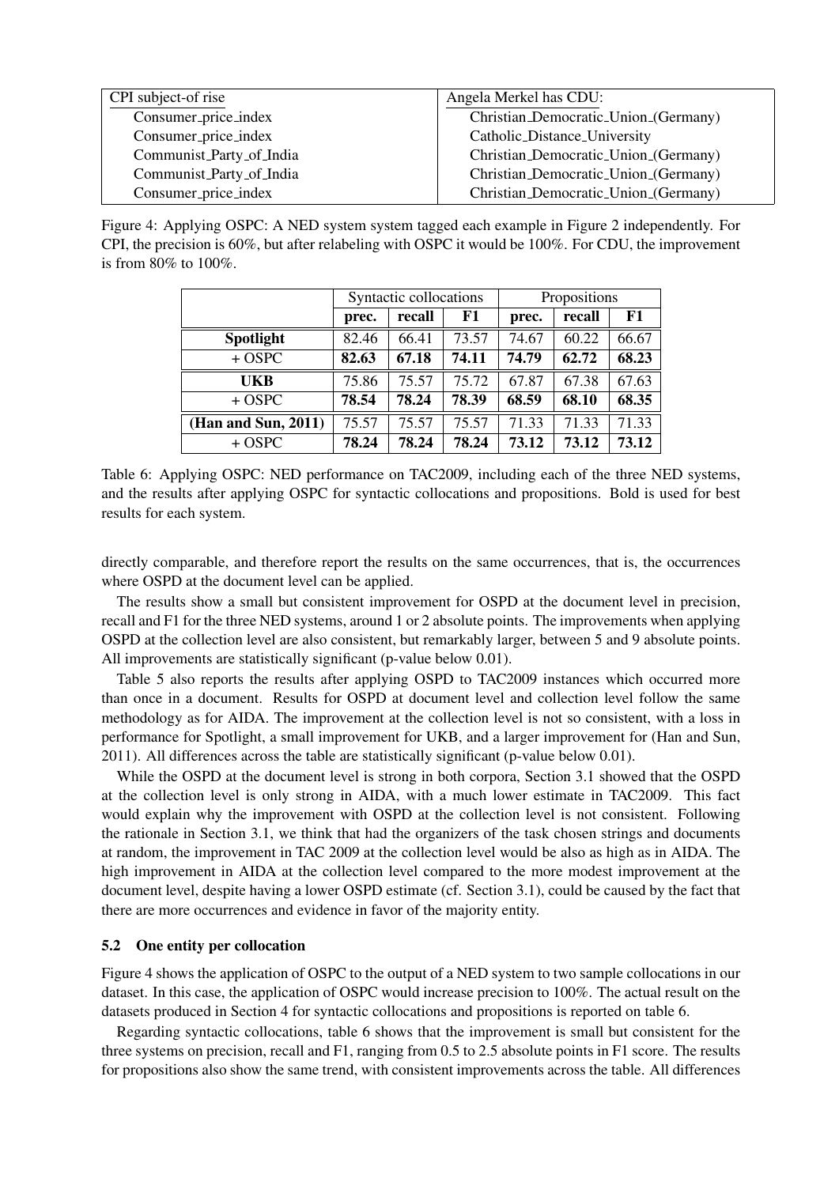| CPI subject-of rise | Angela Merkel has CDU: |
|---|---|
| Consumer_price_index | Christian_Democratic_Union_(Germany) |
| Consumer_price_index | Catholic_Distance_University |
| Communist_Party_of_India | Christian_Democratic_Union_(Germany) |
| Communist_Party_of_India | Christian_Democratic_Union_(Germany) |
| Consumer_price_index | Christian_Democratic_Union_(Germany) |

Figure 4: Applying OSPC: A NED system system tagged each example in Figure 2 independently. For CPI, the precision is 60%, but after relabeling with OSPC it would be 100%. For CDU, the improvement is from 80% to 100%.

| | Syntactic collocations | | | Propositions | | |
|---|---|---|---|---|---|---|
| | **prec.** | **recall** | **F1** | **prec.** | **recall** | **F1** |
| **Spotlight** | 82.46 | 66.41 | 73.57 | 74.67 | 60.22 | 66.67 |
| + OSPC | **82.63** | **67.18** | **74.11** | **74.79** | **62.72** | **68.23** |
| **UKB** | 75.86 | 75.57 | 75.72 | 67.87 | 67.38 | 67.63 |
| + OSPC | **78.54** | **78.24** | **78.39** | **68.59** | **68.10** | **68.35** |
| **(Han and Sun, 2011)** | 75.57 | 75.57 | 75.57 | 71.33 | 71.33 | 71.33 |
| + OSPC | **78.24** | **78.24** | **78.24** | **73.12** | **73.12** | **73.12** |

Table 6: Applying OSPC: NED performance on TAC2009, including each of the three NED systems, and the results after applying OSPC for syntactic collocations and propositions. Bold is used for best results for each system.

directly comparable, and therefore report the results on the same occurrences, that is, the occurrences where OSPD at the document level can be applied.

The results show a small but consistent improvement for OSPD at the document level in precision, recall and F1 for the three NED systems, around 1 or 2 absolute points. The improvements when applying OSPD at the collection level are also consistent, but remarkably larger, between 5 and 9 absolute points. All improvements are statistically significant (p-value below 0.01).

Table 5 also reports the results after applying OSPD to TAC2009 instances which occurred more than once in a document. Results for OSPD at document level and collection level follow the same methodology as for AIDA. The improvement at the collection level is not so consistent, with a loss in performance for Spotlight, a small improvement for UKB, and a larger improvement for (Han and Sun, 2011). All differences across the table are statistically significant (p-value below 0.01).

While the OSPD at the document level is strong in both corpora, Section 3.1 showed that the OSPD at the collection level is only strong in AIDA, with a much lower estimate in TAC2009. This fact would explain why the improvement with OSPD at the collection level is not consistent. Following the rationale in Section 3.1, we think that had the organizers of the task chosen strings and documents at random, the improvement in TAC 2009 at the collection level would be also as high as in AIDA. The high improvement in AIDA at the collection level compared to the more modest improvement at the document level, despite having a lower OSPD estimate (cf. Section 3.1), could be caused by the fact that there are more occurrences and evidence in favor of the majority entity.

### 5.2 One entity per collocation

Figure 4 shows the application of OSPC to the output of a NED system to two sample collocations in our dataset. In this case, the application of OSPC would increase precision to 100%. The actual result on the datasets produced in Section 4 for syntactic collocations and propositions is reported on table 6.

Regarding syntactic collocations, table 6 shows that the improvement is small but consistent for the three systems on precision, recall and F1, ranging from 0.5 to 2.5 absolute points in F1 score. The results for propositions also show the same trend, with consistent improvements across the table. All differences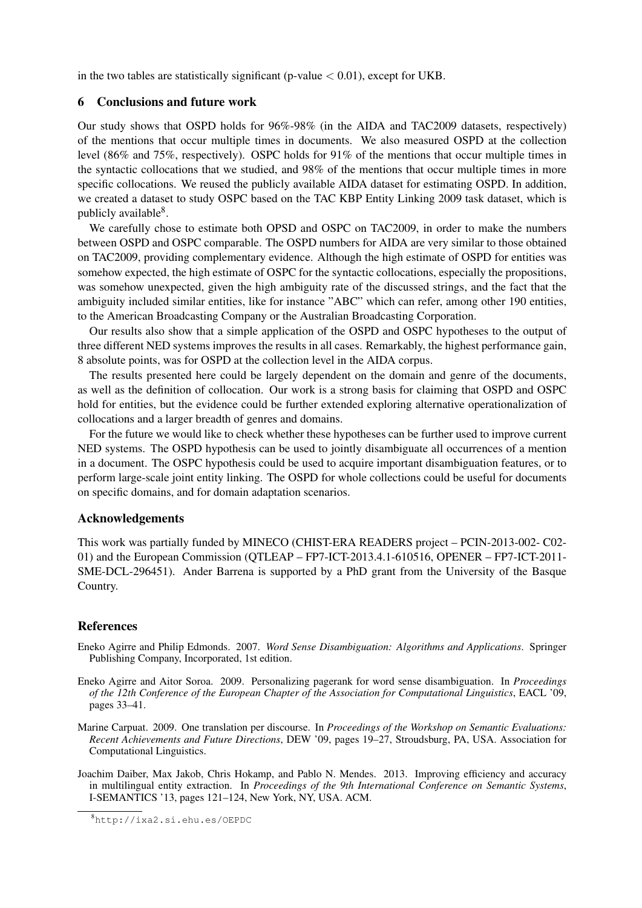in the two tables are statistically significant (p-value $< 0.01$), except for UKB.

## 6 Conclusions and future work

Our study shows that OSPD holds for 96%-98% (in the AIDA and TAC2009 datasets, respectively) of the mentions that occur multiple times in documents. We also measured OSPD at the collection level (86% and 75%, respectively). OSPC holds for 91% of the mentions that occur multiple times in the syntactic collocations that we studied, and 98% of the mentions that occur multiple times in more specific collocations. We reused the publicly available AIDA dataset for estimating OSPD. In addition, we created a dataset to study OSPC based on the TAC KBP Entity Linking 2009 task dataset, which is publicly available[8].

We carefully chose to estimate both OPSD and OSPC on TAC2009, in order to make the numbers between OSPD and OSPC comparable. The OSPD numbers for AIDA are very similar to those obtained on TAC2009, providing complementary evidence. Although the high estimate of OSPD for entities was somehow expected, the high estimate of OSPC for the syntactic collocations, especially the propositions, was somehow unexpected, given the high ambiguity rate of the discussed strings, and the fact that the ambiguity included similar entities, like for instance "ABC" which can refer, among other 190 entities, to the American Broadcasting Company or the Australian Broadcasting Corporation.

Our results also show that a simple application of the OSPD and OSPC hypotheses to the output of three different NED systems improves the results in all cases. Remarkably, the highest performance gain, 8 absolute points, was for OSPD at the collection level in the AIDA corpus.

The results presented here could be largely dependent on the domain and genre of the documents, as well as the definition of collocation. Our work is a strong basis for claiming that OSPD and OSPC hold for entities, but the evidence could be further extended exploring alternative operationalization of collocations and a larger breadth of genres and domains.

For the future we would like to check whether these hypotheses can be further used to improve current NED systems. The OSPD hypothesis can be used to jointly disambiguate all occurrences of a mention in a document. The OSPC hypothesis could be used to acquire important disambiguation features, or to perform large-scale joint entity linking. The OSPD for whole collections could be useful for documents on specific domains, and for domain adaptation scenarios.

## Acknowledgements

This work was partially funded by MINECO (CHIST-ERA READERS project – PCIN-2013-002- C02-01) and the European Commission (QTLEAP – FP7-ICT-2013.4.1-610516, OPENER – FP7-ICT-2011-SME-DCL-296451). Ander Barrena is supported by a PhD grant from the University of the Basque Country.

## References

Eneko Agirre and Philip Edmonds. 2007. *Word Sense Disambiguation: Algorithms and Applications*. Springer Publishing Company, Incorporated, 1st edition.

Eneko Agirre and Aitor Soroa. 2009. Personalizing pagerank for word sense disambiguation. In *Proceedings of the 12th Conference of the European Chapter of the Association for Computational Linguistics*, EACL '09, pages 33–41.

Marine Carpuat. 2009. One translation per discourse. In *Proceedings of the Workshop on Semantic Evaluations: Recent Achievements and Future Directions*, DEW '09, pages 19–27, Stroudsburg, PA, USA. Association for Computational Linguistics.

Joachim Daiber, Max Jakob, Chris Hokamp, and Pablo N. Mendes. 2013. Improving efficiency and accuracy in multilingual entity extraction. In *Proceedings of the 9th International Conference on Semantic Systems*, I-SEMANTICS '13, pages 121–124, New York, NY, USA. ACM.

[8] http://ixa2.si.ehu.es/OEPDC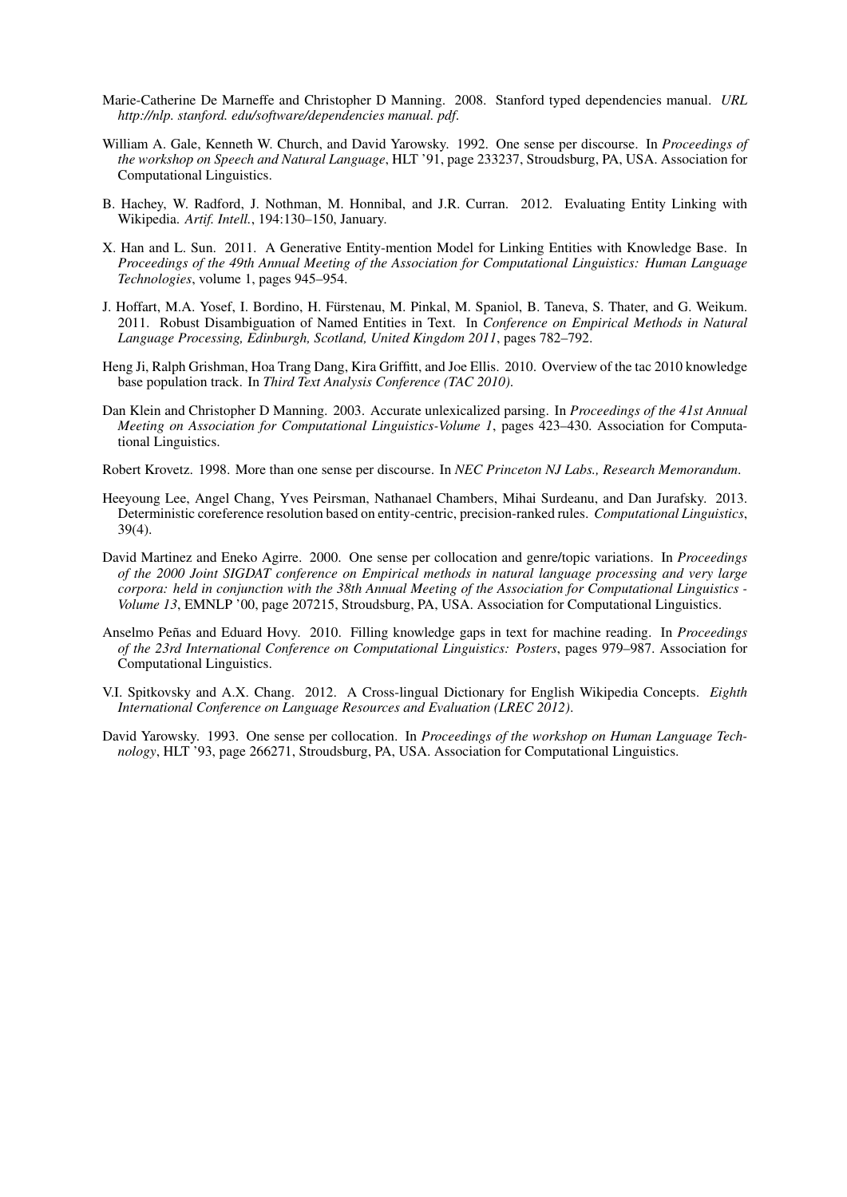Marie-Catherine De Marneffe and Christopher D Manning. 2008. Stanford typed dependencies manual. *URL http://nlp. stanford. edu/software/dependencies manual. pdf*.

William A. Gale, Kenneth W. Church, and David Yarowsky. 1992. One sense per discourse. In *Proceedings of the workshop on Speech and Natural Language*, HLT '91, page 233237, Stroudsburg, PA, USA. Association for Computational Linguistics.

B. Hachey, W. Radford, J. Nothman, M. Honnibal, and J.R. Curran. 2012. Evaluating Entity Linking with Wikipedia. *Artif. Intell.*, 194:130–150, January.

X. Han and L. Sun. 2011. A Generative Entity-mention Model for Linking Entities with Knowledge Base. In *Proceedings of the 49th Annual Meeting of the Association for Computational Linguistics: Human Language Technologies*, volume 1, pages 945–954.

J. Hoffart, M.A. Yosef, I. Bordino, H. Fürstenau, M. Pinkal, M. Spaniol, B. Taneva, S. Thater, and G. Weikum. 2011. Robust Disambiguation of Named Entities in Text. In *Conference on Empirical Methods in Natural Language Processing, Edinburgh, Scotland, United Kingdom 2011*, pages 782–792.

Heng Ji, Ralph Grishman, Hoa Trang Dang, Kira Griffitt, and Joe Ellis. 2010. Overview of the tac 2010 knowledge base population track. In *Third Text Analysis Conference (TAC 2010)*.

Dan Klein and Christopher D Manning. 2003. Accurate unlexicalized parsing. In *Proceedings of the 41st Annual Meeting on Association for Computational Linguistics-Volume 1*, pages 423–430. Association for Computational Linguistics.

Robert Krovetz. 1998. More than one sense per discourse. In *NEC Princeton NJ Labs., Research Memorandum*.

Heeyoung Lee, Angel Chang, Yves Peirsman, Nathanael Chambers, Mihai Surdeanu, and Dan Jurafsky. 2013. Deterministic coreference resolution based on entity-centric, precision-ranked rules. *Computational Linguistics*, 39(4).

David Martinez and Eneko Agirre. 2000. One sense per collocation and genre/topic variations. In *Proceedings of the 2000 Joint SIGDAT conference on Empirical methods in natural language processing and very large corpora: held in conjunction with the 38th Annual Meeting of the Association for Computational Linguistics - Volume 13*, EMNLP '00, page 207215, Stroudsburg, PA, USA. Association for Computational Linguistics.

Anselmo Peñas and Eduard Hovy. 2010. Filling knowledge gaps in text for machine reading. In *Proceedings of the 23rd International Conference on Computational Linguistics: Posters*, pages 979–987. Association for Computational Linguistics.

V.I. Spitkovsky and A.X. Chang. 2012. A Cross-lingual Dictionary for English Wikipedia Concepts. *Eighth International Conference on Language Resources and Evaluation (LREC 2012)*.

David Yarowsky. 1993. One sense per collocation. In *Proceedings of the workshop on Human Language Technology*, HLT '93, page 266271, Stroudsburg, PA, USA. Association for Computational Linguistics.